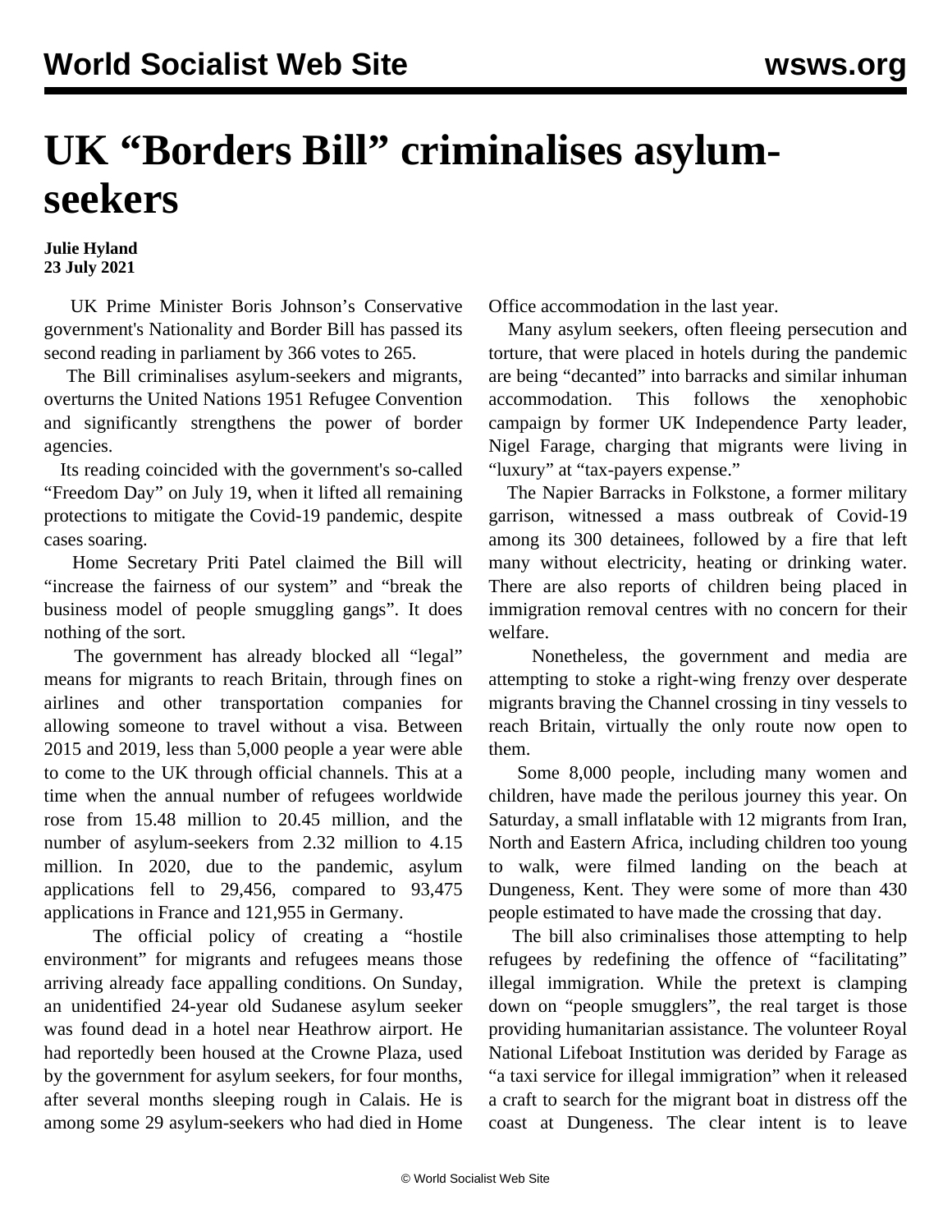# UK "Borders Bill" criminalises asylum-seekers

**Julie Hyland**
**23 July 2021**

UK Prime Minister Boris Johnson's Conservative government's Nationality and Border Bill has passed its second reading in parliament by 366 votes to 265.

The Bill criminalises asylum-seekers and migrants, overturns the United Nations 1951 Refugee Convention and significantly strengthens the power of border agencies.

Its reading coincided with the government's so-called "Freedom Day" on July 19, when it lifted all remaining protections to mitigate the Covid-19 pandemic, despite cases soaring.

Home Secretary Priti Patel claimed the Bill will "increase the fairness of our system" and "break the business model of people smuggling gangs". It does nothing of the sort.

The government has already blocked all "legal" means for migrants to reach Britain, through fines on airlines and other transportation companies for allowing someone to travel without a visa. Between 2015 and 2019, less than 5,000 people a year were able to come to the UK through official channels. This at a time when the annual number of refugees worldwide rose from 15.48 million to 20.45 million, and the number of asylum-seekers from 2.32 million to 4.15 million. In 2020, due to the pandemic, asylum applications fell to 29,456, compared to 93,475 applications in France and 121,955 in Germany.

The official policy of creating a "hostile environment" for migrants and refugees means those arriving already face appalling conditions. On Sunday, an unidentified 24-year old Sudanese asylum seeker was found dead in a hotel near Heathrow airport. He had reportedly been housed at the Crowne Plaza, used by the government for asylum seekers, for four months, after several months sleeping rough in Calais. He is among some 29 asylum-seekers who had died in Home Office accommodation in the last year.

Many asylum seekers, often fleeing persecution and torture, that were placed in hotels during the pandemic are being "decanted" into barracks and similar inhuman accommodation. This follows the xenophobic campaign by former UK Independence Party leader, Nigel Farage, charging that migrants were living in "luxury" at "tax-payers expense."

The Napier Barracks in Folkstone, a former military garrison, witnessed a mass outbreak of Covid-19 among its 300 detainees, followed by a fire that left many without electricity, heating or drinking water. There are also reports of children being placed in immigration removal centres with no concern for their welfare.

Nonetheless, the government and media are attempting to stoke a right-wing frenzy over desperate migrants braving the Channel crossing in tiny vessels to reach Britain, virtually the only route now open to them.

Some 8,000 people, including many women and children, have made the perilous journey this year. On Saturday, a small inflatable with 12 migrants from Iran, North and Eastern Africa, including children too young to walk, were filmed landing on the beach at Dungeness, Kent. They were some of more than 430 people estimated to have made the crossing that day.

The bill also criminalises those attempting to help refugees by redefining the offence of "facilitating" illegal immigration. While the pretext is clamping down on "people smugglers", the real target is those providing humanitarian assistance. The volunteer Royal National Lifeboat Institution was derided by Farage as "a taxi service for illegal immigration" when it released a craft to search for the migrant boat in distress off the coast at Dungeness. The clear intent is to leave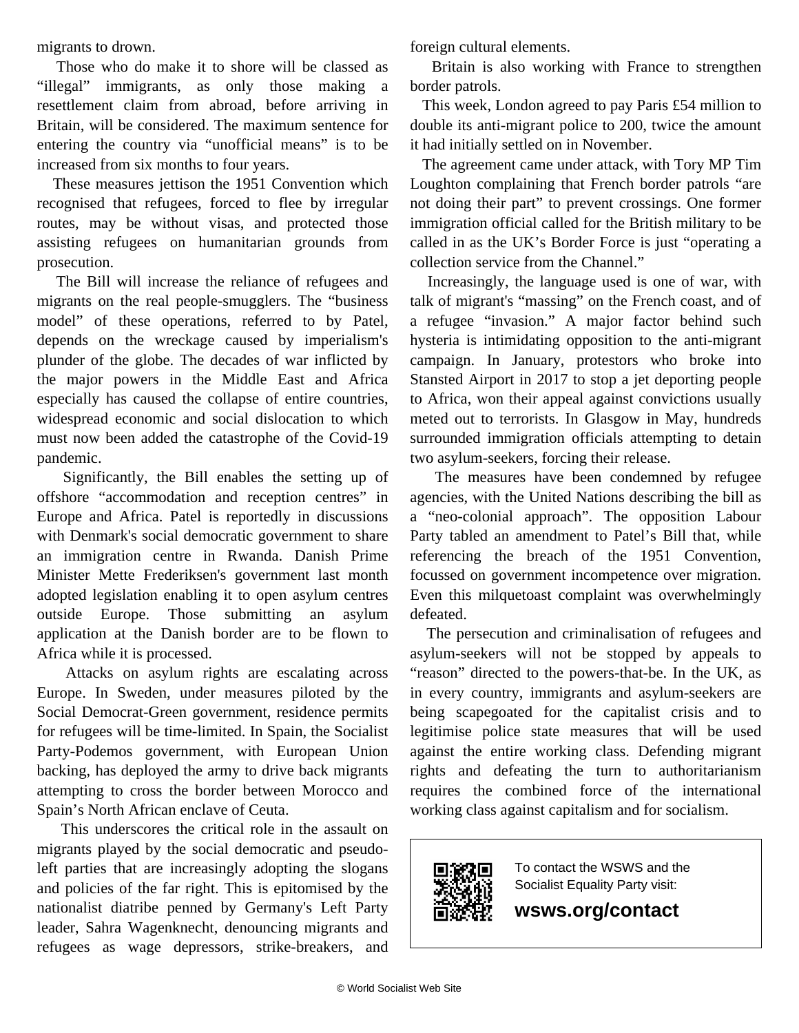migrants to drown.

Those who do make it to shore will be classed as "illegal" immigrants, as only those making a resettlement claim from abroad, before arriving in Britain, will be considered. The maximum sentence for entering the country via "unofficial means" is to be increased from six months to four years.

These measures jettison the 1951 Convention which recognised that refugees, forced to flee by irregular routes, may be without visas, and protected those assisting refugees on humanitarian grounds from prosecution.

The Bill will increase the reliance of refugees and migrants on the real people-smugglers. The "business model" of these operations, referred to by Patel, depends on the wreckage caused by imperialism's plunder of the globe. The decades of war inflicted by the major powers in the Middle East and Africa especially has caused the collapse of entire countries, widespread economic and social dislocation to which must now been added the catastrophe of the Covid-19 pandemic.

Significantly, the Bill enables the setting up of offshore "accommodation and reception centres" in Europe and Africa. Patel is reportedly in discussions with Denmark's social democratic government to share an immigration centre in Rwanda. Danish Prime Minister Mette Frederiksen's government last month adopted legislation enabling it to open asylum centres outside Europe. Those submitting an asylum application at the Danish border are to be flown to Africa while it is processed.

Attacks on asylum rights are escalating across Europe. In Sweden, under measures piloted by the Social Democrat-Green government, residence permits for refugees will be time-limited. In Spain, the Socialist Party-Podemos government, with European Union backing, has deployed the army to drive back migrants attempting to cross the border between Morocco and Spain's North African enclave of Ceuta.

This underscores the critical role in the assault on migrants played by the social democratic and pseudo-left parties that are increasingly adopting the slogans and policies of the far right. This is epitomised by the nationalist diatribe penned by Germany's Left Party leader, Sahra Wagenknecht, denouncing migrants and refugees as wage depressors, strike-breakers, and foreign cultural elements.

Britain is also working with France to strengthen border patrols.

This week, London agreed to pay Paris £54 million to double its anti-migrant police to 200, twice the amount it had initially settled on in November.

The agreement came under attack, with Tory MP Tim Loughton complaining that French border patrols "are not doing their part" to prevent crossings. One former immigration official called for the British military to be called in as the UK's Border Force is just "operating a collection service from the Channel."

Increasingly, the language used is one of war, with talk of migrant's "massing" on the French coast, and of a refugee "invasion." A major factor behind such hysteria is intimidating opposition to the anti-migrant campaign. In January, protestors who broke into Stansted Airport in 2017 to stop a jet deporting people to Africa, won their appeal against convictions usually meted out to terrorists. In Glasgow in May, hundreds surrounded immigration officials attempting to detain two asylum-seekers, forcing their release.

The measures have been condemned by refugee agencies, with the United Nations describing the bill as a "neo-colonial approach". The opposition Labour Party tabled an amendment to Patel's Bill that, while referencing the breach of the 1951 Convention, focussed on government incompetence over migration. Even this milquetoast complaint was overwhelmingly defeated.

The persecution and criminalisation of refugees and asylum-seekers will not be stopped by appeals to "reason" directed to the powers-that-be. In the UK, as in every country, immigrants and asylum-seekers are being scapegoated for the capitalist crisis and to legitimise police state measures that will be used against the entire working class. Defending migrant rights and defeating the turn to authoritarianism requires the combined force of the international working class against capitalism and for socialism.

To contact the WSWS and the Socialist Equality Party visit:

**wsws.org/contact**